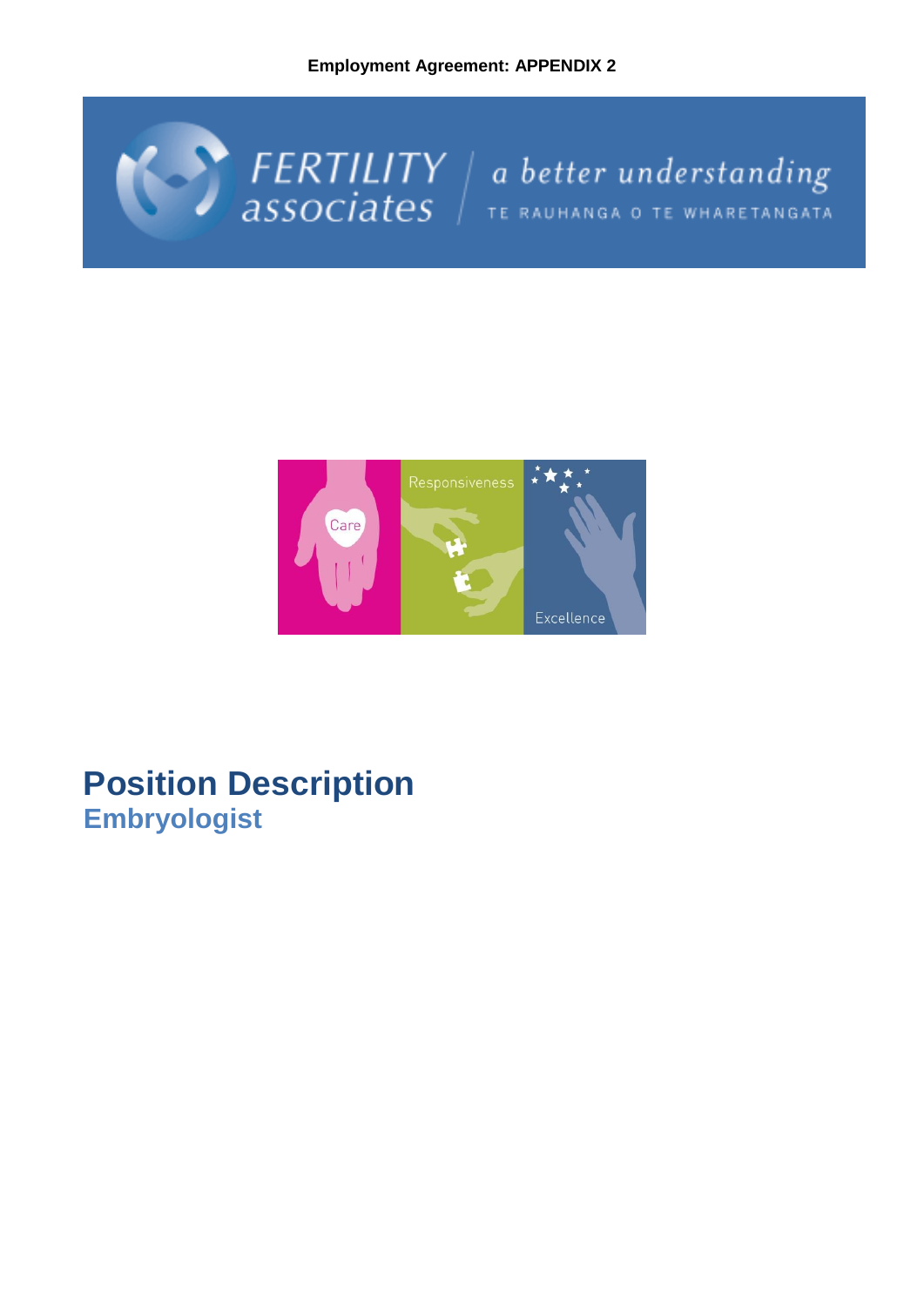**Employment Agreement: APPENDIX 2**

FERTILITY associates | a better understanding

TE RAUHANGA O TE WHARETANGATA

Care | Responsiveness | Excellence

# Position Description

## Embryologist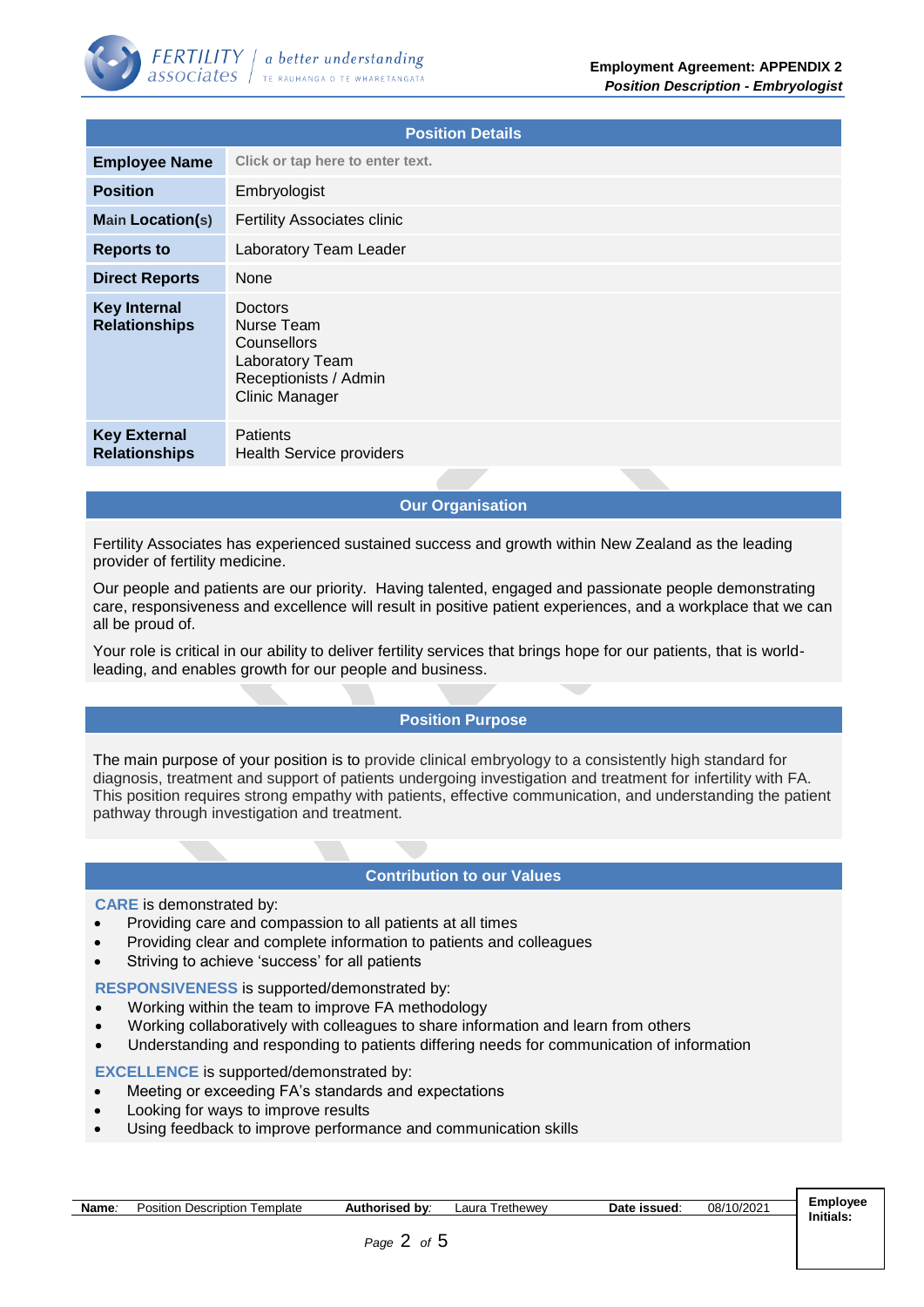| Position Details | |
|---|---|
| **Employee Name** | Click or tap here to enter text. |
| **Position** | Embryologist |
| **Main Location(s)** | Fertility Associates clinic |
| **Reports to** | Laboratory Team Leader |
| **Direct Reports** | None |
| **Key Internal Relationships** | Doctors<br>Nurse Team<br>Counsellors<br>Laboratory Team<br>Receptionists / Admin<br>Clinic Manager |
| **Key External Relationships** | Patients<br>Health Service providers |

## Our Organisation

Fertility Associates has experienced sustained success and growth within New Zealand as the leading provider of fertility medicine.

Our people and patients are our priority. Having talented, engaged and passionate people demonstrating care, responsiveness and excellence will result in positive patient experiences, and a workplace that we can all be proud of.

Your role is critical in our ability to deliver fertility services that brings hope for our patients, that is world-leading, and enables growth for our people and business.

## Position Purpose

The main purpose of your position is to provide clinical embryology to a consistently high standard for diagnosis, treatment and support of patients undergoing investigation and treatment for infertility with FA. This position requires strong empathy with patients, effective communication, and understanding the patient pathway through investigation and treatment.

## Contribution to our Values

**CARE** is demonstrated by:

- Providing care and compassion to all patients at all times
- Providing clear and complete information to patients and colleagues
- Striving to achieve 'success' for all patients

**RESPONSIVENESS** is supported/demonstrated by:

- Working within the team to improve FA methodology
- Working collaboratively with colleagues to share information and learn from others
- Understanding and responding to patients differing needs for communication of information

**EXCELLENCE** is supported/demonstrated by:

- Meeting or exceeding FA's standards and expectations
- Looking for ways to improve results
- Using feedback to improve performance and communication skills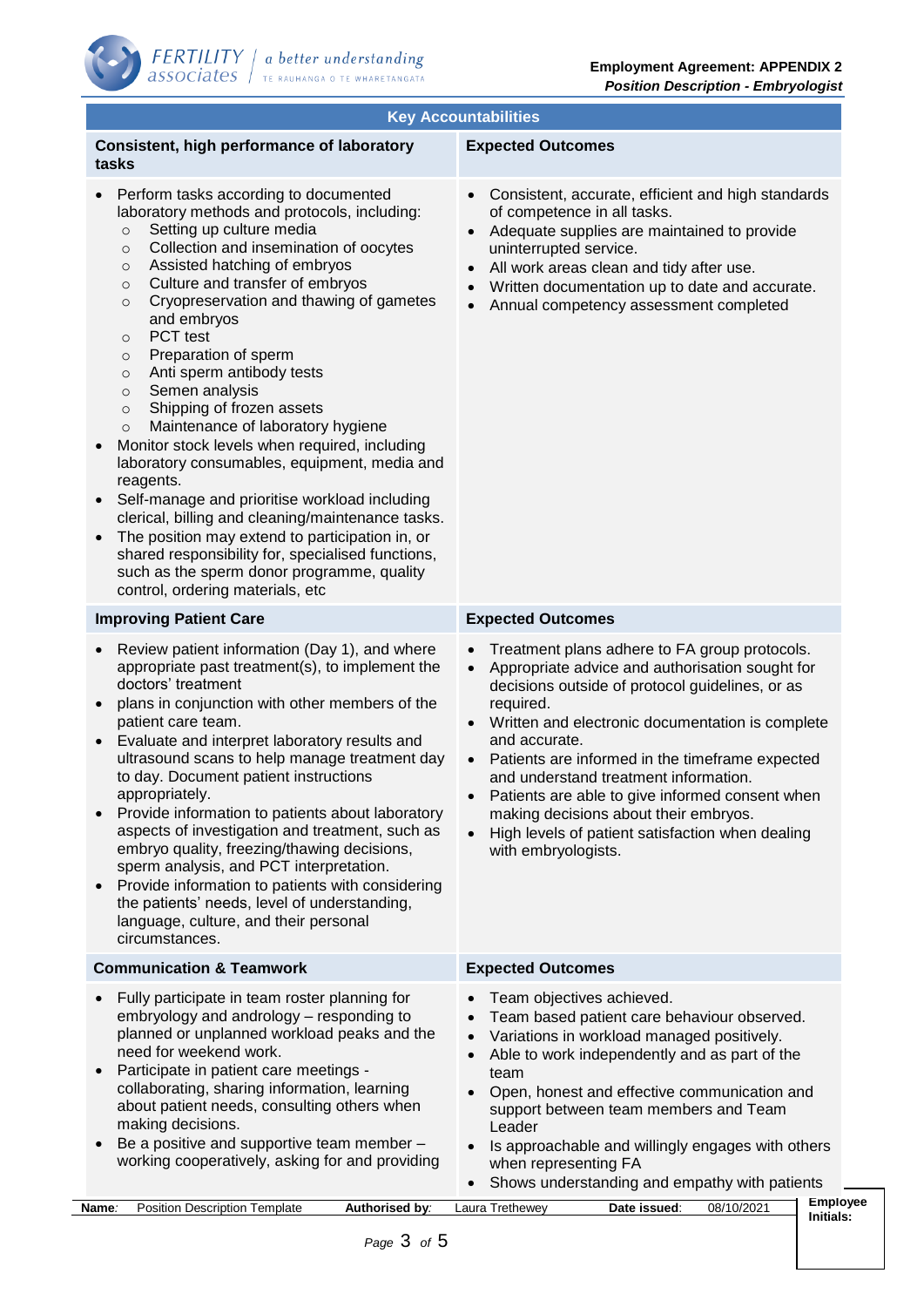## Key Accountabilities

| Consistent, high performance of laboratory tasks | Expected Outcomes |
|---|---|
| • Perform tasks according to documented laboratory methods and protocols, including:<br>  ○ Setting up culture media<br>  ○ Collection and insemination of oocytes<br>  ○ Assisted hatching of embryos<br>  ○ Culture and transfer of embryos<br>  ○ Cryopreservation and thawing of gametes and embryos<br>  ○ PCT test<br>  ○ Preparation of sperm<br>  ○ Anti sperm antibody tests<br>  ○ Semen analysis<br>  ○ Shipping of frozen assets<br>  ○ Maintenance of laboratory hygiene<br>• Monitor stock levels when required, including laboratory consumables, equipment, media and reagents.<br>• Self-manage and prioritise workload including clerical, billing and cleaning/maintenance tasks.<br>• The position may extend to participation in, or shared responsibility for, specialised functions, such as the sperm donor programme, quality control, ordering materials, etc | • Consistent, accurate, efficient and high standards of competence in all tasks.<br>• Adequate supplies are maintained to provide uninterrupted service.<br>• All work areas clean and tidy after use.<br>• Written documentation up to date and accurate.<br>• Annual competency assessment completed |
| **Improving Patient Care** | **Expected Outcomes** |
| • Review patient information (Day 1), and where appropriate past treatment(s), to implement the doctors' treatment<br>• plans in conjunction with other members of the patient care team.<br>• Evaluate and interpret laboratory results and ultrasound scans to help manage treatment day to day. Document patient instructions appropriately.<br>• Provide information to patients about laboratory aspects of investigation and treatment, such as embryo quality, freezing/thawing decisions, sperm analysis, and PCT interpretation.<br>• Provide information to patients with considering the patients' needs, level of understanding, language, culture, and their personal circumstances. | • Treatment plans adhere to FA group protocols.<br>• Appropriate advice and authorisation sought for decisions outside of protocol guidelines, or as required.<br>• Written and electronic documentation is complete and accurate.<br>• Patients are informed in the timeframe expected and understand treatment information.<br>• Patients are able to give informed consent when making decisions about their embryos.<br>• High levels of patient satisfaction when dealing with embryologists. |
| **Communication & Teamwork** | **Expected Outcomes** |
| • Fully participate in team roster planning for embryology and andrology – responding to planned or unplanned workload peaks and the need for weekend work.<br>• Participate in patient care meetings - collaborating, sharing information, learning about patient needs, consulting others when making decisions.<br>• Be a positive and supportive team member – working cooperatively, asking for and providing | • Team objectives achieved.<br>• Team based patient care behaviour observed.<br>• Variations in workload managed positively.<br>• Able to work independently and as part of the team<br>• Open, honest and effective communication and support between team members and Team Leader<br>• Is approachable and willingly engages with others when representing FA<br>• Shows understanding and empathy with patients |

**Name**: Position Description Template **Authorised by**: Laura Trethewey **Date issued**: 08/10/2021 **Employee Initials:**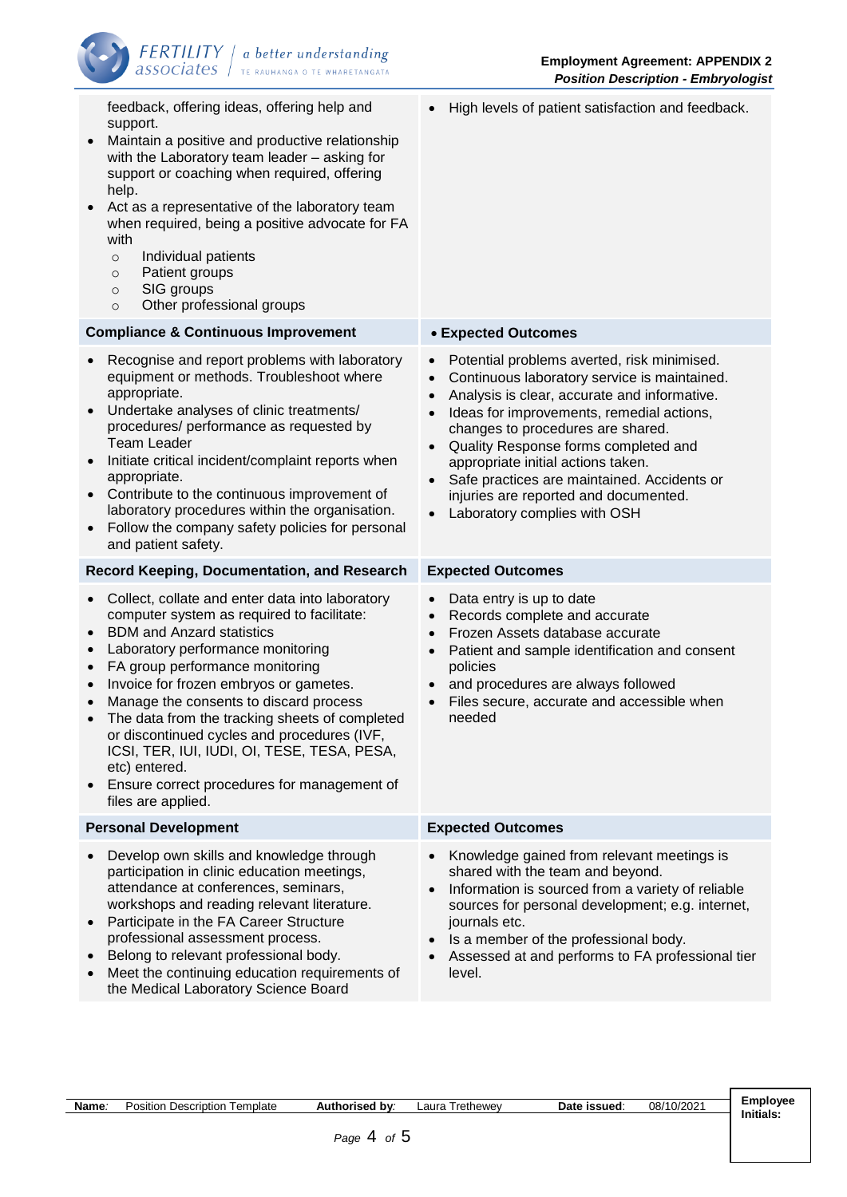| | |
|---|---|
| feedback, offering ideas, offering help and support.<br>• Maintain a positive and productive relationship with the Laboratory team leader – asking for support or coaching when required, offering help.<br>• Act as a representative of the laboratory team when required, being a positive advocate for FA with<br>  ○ Individual patients<br>  ○ Patient groups<br>  ○ SIG groups<br>  ○ Other professional groups | • High levels of patient satisfaction and feedback. |
| **Compliance & Continuous Improvement** | **• Expected Outcomes** |
| • Recognise and report problems with laboratory equipment or methods. Troubleshoot where appropriate.<br>• Undertake analyses of clinic treatments/ procedures/ performance as requested by Team Leader<br>• Initiate critical incident/complaint reports when appropriate.<br>• Contribute to the continuous improvement of laboratory procedures within the organisation.<br>• Follow the company safety policies for personal and patient safety. | • Potential problems averted, risk minimised.<br>• Continuous laboratory service is maintained.<br>• Analysis is clear, accurate and informative.<br>• Ideas for improvements, remedial actions, changes to procedures are shared.<br>• Quality Response forms completed and appropriate initial actions taken.<br>• Safe practices are maintained. Accidents or injuries are reported and documented.<br>• Laboratory complies with OSH |
| **Record Keeping, Documentation, and Research** | **Expected Outcomes** |
| • Collect, collate and enter data into laboratory computer system as required to facilitate:<br>• BDM and Anzard statistics<br>• Laboratory performance monitoring<br>• FA group performance monitoring<br>• Invoice for frozen embryos or gametes.<br>• Manage the consents to discard process<br>• The data from the tracking sheets of completed or discontinued cycles and procedures (IVF, ICSI, TER, IUI, IUDI, OI, TESE, TESA, PESA, etc) entered.<br>• Ensure correct procedures for management of files are applied. | • Data entry is up to date<br>• Records complete and accurate<br>• Frozen Assets database accurate<br>• Patient and sample identification and consent policies<br>• and procedures are always followed<br>• Files secure, accurate and accessible when needed |
| **Personal Development** | **Expected Outcomes** |
| • Develop own skills and knowledge through participation in clinic education meetings, attendance at conferences, seminars, workshops and reading relevant literature.<br>• Participate in the FA Career Structure professional assessment process.<br>• Belong to relevant professional body.<br>• Meet the continuing education requirements of the Medical Laboratory Science Board | • Knowledge gained from relevant meetings is shared with the team and beyond.<br>• Information is sourced from a variety of reliable sources for personal development; e.g. internet, journals etc.<br>• Is a member of the professional body.<br>• Assessed at and performs to FA professional tier level. |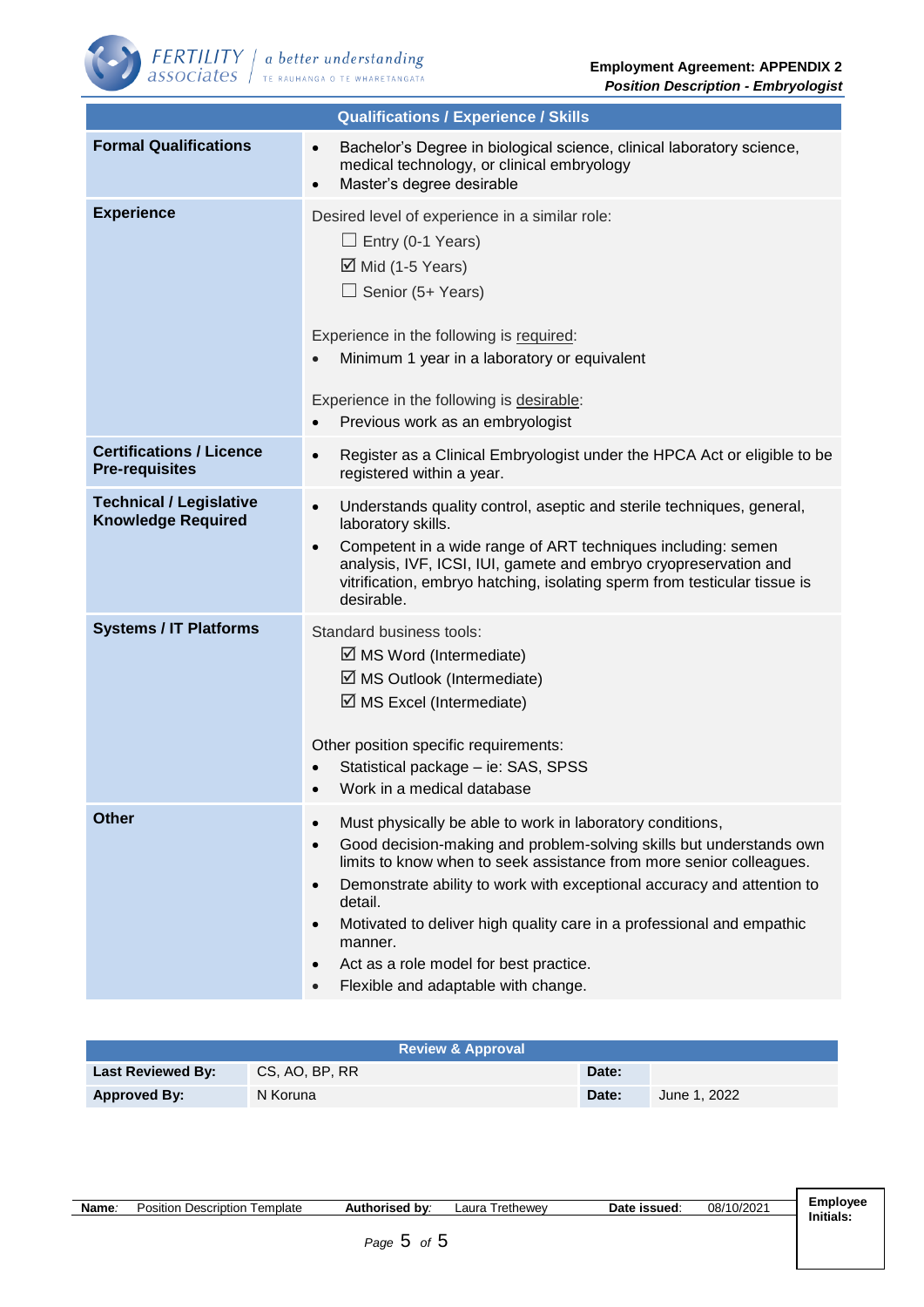| Qualifications / Experience / Skills | |
|---|---|
| **Formal Qualifications** | • Bachelor's Degree in biological science, clinical laboratory science, medical technology, or clinical embryology<br>• Master's degree desirable |
| **Experience** | Desired level of experience in a similar role:<br>☐ Entry (0-1 Years)<br>☑ Mid (1-5 Years)<br>☐ Senior (5+ Years)<br><br>Experience in the following is required:<br>• Minimum 1 year in a laboratory or equivalent<br><br>Experience in the following is desirable:<br>• Previous work as an embryologist |
| **Certifications / Licence Pre-requisites** | • Register as a Clinical Embryologist under the HPCA Act or eligible to be registered within a year. |
| **Technical / Legislative Knowledge Required** | • Understands quality control, aseptic and sterile techniques, general, laboratory skills.<br>• Competent in a wide range of ART techniques including: semen analysis, IVF, ICSI, IUI, gamete and embryo cryopreservation and vitrification, embryo hatching, isolating sperm from testicular tissue is desirable. |
| **Systems / IT Platforms** | Standard business tools:<br>☑ MS Word (Intermediate)<br>☑ MS Outlook (Intermediate)<br>☑ MS Excel (Intermediate)<br><br>Other position specific requirements:<br>• Statistical package – ie: SAS, SPSS<br>• Work in a medical database |
| **Other** | • Must physically be able to work in laboratory conditions,<br>• Good decision-making and problem-solving skills but understands own limits to know when to seek assistance from more senior colleagues.<br>• Demonstrate ability to work with exceptional accuracy and attention to detail.<br>• Motivated to deliver high quality care in a professional and empathic manner.<br>• Act as a role model for best practice.<br>• Flexible and adaptable with change. |

| Review & Approval | | | |
|---|---|---|---|
| **Last Reviewed By:** | CS, AO, BP, RR | **Date:** | |
| **Approved By:** | N Koruna | **Date:** | June 1, 2022 |

**Name**: Position Description Template **Authorised by**: Laura Trethewey **Date issued**: 08/10/2021

**Employee Initials:**